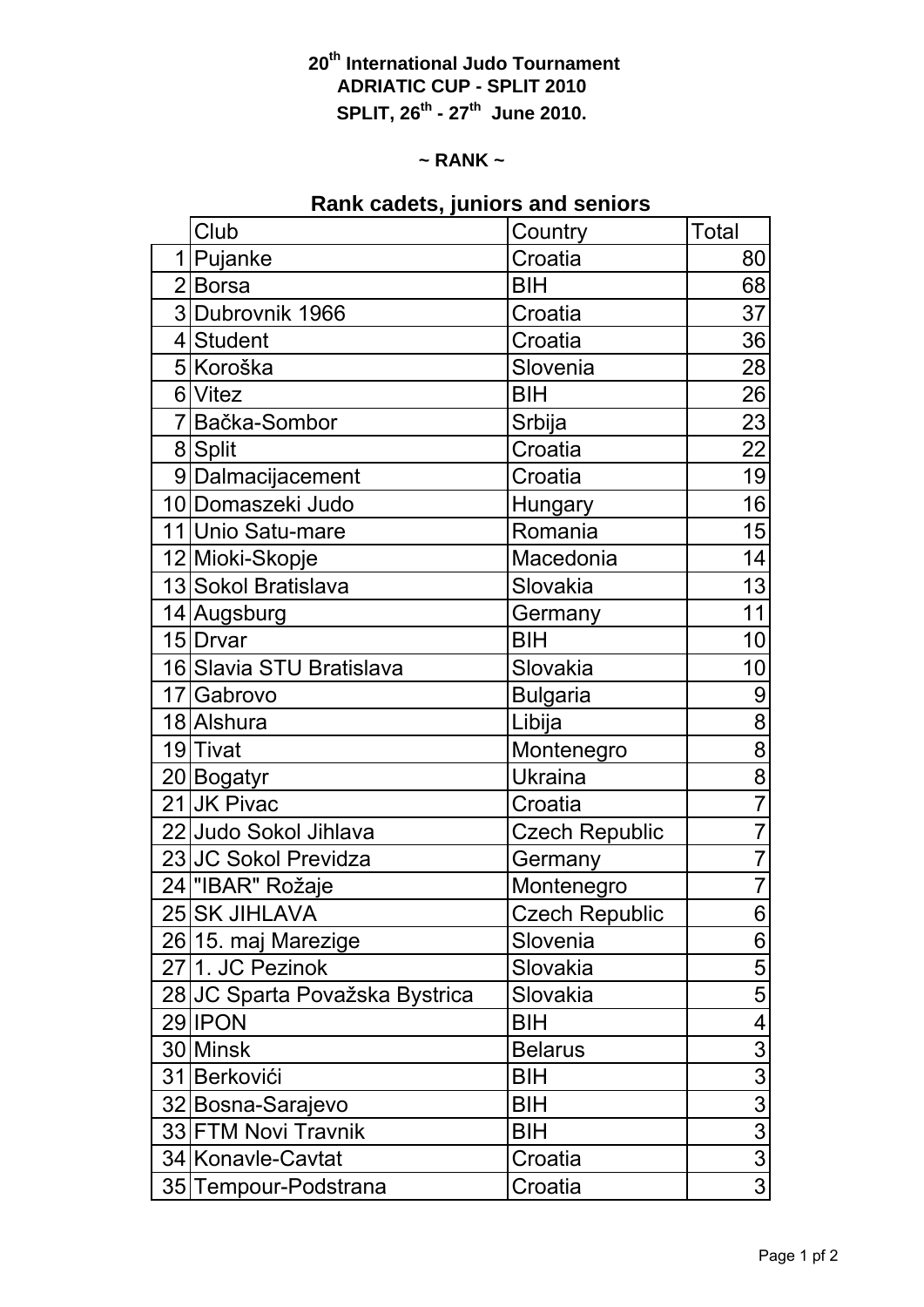**20th International Judo Tournament**
**ADRIATIC CUP - SPLIT 2010**
**SPLIT, 26th - 27th June 2010.**

**~ RANK ~**

## Rank cadets, juniors and seniors

| | Club | Country | Total |
|---|---|---|---|
| 1 | Pujanke | Croatia | 80 |
| 2 | Borsa | BIH | 68 |
| 3 | Dubrovnik 1966 | Croatia | 37 |
| 4 | Student | Croatia | 36 |
| 5 | Koroška | Slovenia | 28 |
| 6 | Vitez | BIH | 26 |
| 7 | Bačka-Sombor | Srbija | 23 |
| 8 | Split | Croatia | 22 |
| 9 | Dalmacijacement | Croatia | 19 |
| 10 | Domaszeki Judo | Hungary | 16 |
| 11 | Unio Satu-mare | Romania | 15 |
| 12 | Mioki-Skopje | Macedonia | 14 |
| 13 | Sokol Bratislava | Slovakia | 13 |
| 14 | Augsburg | Germany | 11 |
| 15 | Drvar | BIH | 10 |
| 16 | Slavia STU Bratislava | Slovakia | 10 |
| 17 | Gabrovo | Bulgaria | 9 |
| 18 | Alshura | Libija | 8 |
| 19 | Tivat | Montenegro | 8 |
| 20 | Bogatyr | Ukraina | 8 |
| 21 | JK Pivac | Croatia | 7 |
| 22 | Judo Sokol Jihlava | Czech Republic | 7 |
| 23 | JC Sokol Previdza | Germany | 7 |
| 24 | "IBAR" Rožaje | Montenegro | 7 |
| 25 | SK JIHLAVA | Czech Republic | 6 |
| 26 | 15. maj Marezige | Slovenia | 6 |
| 27 | 1. JC Pezinok | Slovakia | 5 |
| 28 | JC Sparta Považska Bystrica | Slovakia | 5 |
| 29 | IPON | BIH | 4 |
| 30 | Minsk | Belarus | 3 |
| 31 | Berkovići | BIH | 3 |
| 32 | Bosna-Sarajevo | BIH | 3 |
| 33 | FTM Novi Travnik | BIH | 3 |
| 34 | Konavle-Cavtat | Croatia | 3 |
| 35 | Tempour-Podstrana | Croatia | 3 |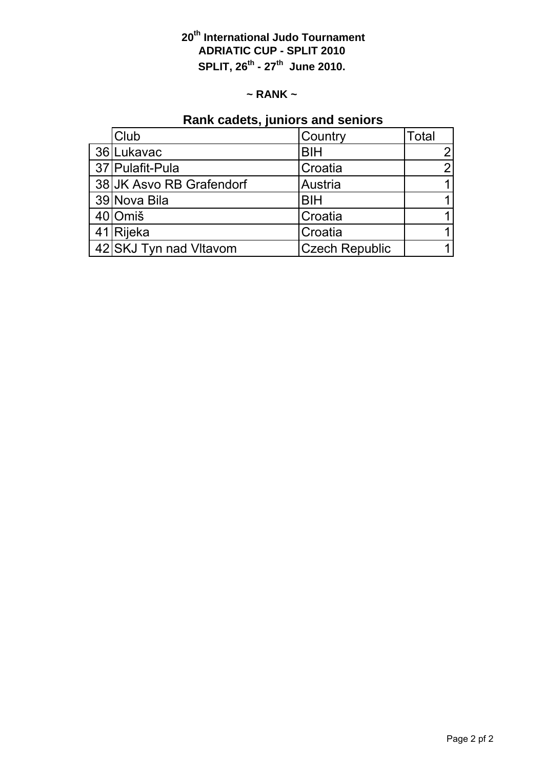**20th International Judo Tournament**
**ADRIATIC CUP - SPLIT 2010**
**SPLIT, 26th - 27th June 2010.**

**~ RANK ~**

## Rank cadets, juniors and seniors

| | Club | Country | Total |
|---|---|---|---|
| 36 | Lukavac | BIH | 2 |
| 37 | Pulafit-Pula | Croatia | 2 |
| 38 | JK Asvo RB Grafendorf | Austria | 1 |
| 39 | Nova Bila | BIH | 1 |
| 40 | Omiš | Croatia | 1 |
| 41 | Rijeka | Croatia | 1 |
| 42 | SKJ Tyn nad Vltavom | Czech Republic | 1 |